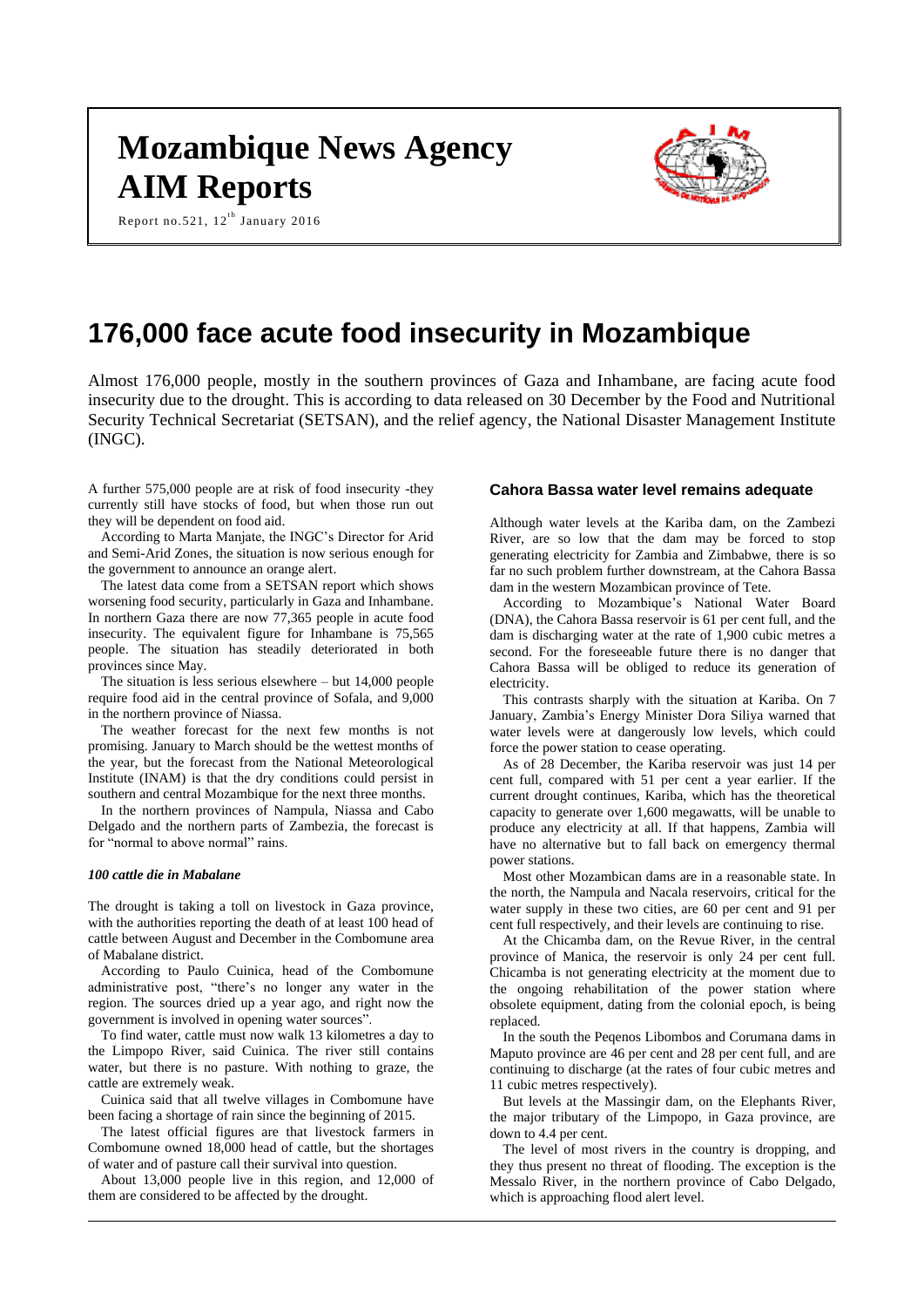# Mozambique News Agency AIM Reports

Report no.521, 12th January 2016

# 176,000 face acute food insecurity in Mozambique

Almost 176,000 people, mostly in the southern provinces of Gaza and Inhambane, are facing acute food insecurity due to the drought. This is according to data released on 30 December by the Food and Nutritional Security Technical Secretariat (SETSAN), and the relief agency, the National Disaster Management Institute (INGC).

A further 575,000 people are at risk of food insecurity -they currently still have stocks of food, but when those run out they will be dependent on food aid.

According to Marta Manjate, the INGC's Director for Arid and Semi-Arid Zones, the situation is now serious enough for the government to announce an orange alert.

The latest data come from a SETSAN report which shows worsening food security, particularly in Gaza and Inhambane. In northern Gaza there are now 77,365 people in acute food insecurity. The equivalent figure for Inhambane is 75,565 people. The situation has steadily deteriorated in both provinces since May.

The situation is less serious elsewhere – but 14,000 people require food aid in the central province of Sofala, and 9,000 in the northern province of Niassa.

The weather forecast for the next few months is not promising. January to March should be the wettest months of the year, but the forecast from the National Meteorological Institute (INAM) is that the dry conditions could persist in southern and central Mozambique for the next three months.

In the northern provinces of Nampula, Niassa and Cabo Delgado and the northern parts of Zambezia, the forecast is for "normal to above normal" rains.

### *100 cattle die in Mabalane*

The drought is taking a toll on livestock in Gaza province, with the authorities reporting the death of at least 100 head of cattle between August and December in the Combomune area of Mabalane district.

According to Paulo Cuinica, head of the Combomune administrative post, "there's no longer any water in the region. The sources dried up a year ago, and right now the government is involved in opening water sources".

To find water, cattle must now walk 13 kilometres a day to the Limpopo River, said Cuinica. The river still contains water, but there is no pasture. With nothing to graze, the cattle are extremely weak.

Cuinica said that all twelve villages in Combomune have been facing a shortage of rain since the beginning of 2015.

The latest official figures are that livestock farmers in Combomune owned 18,000 head of cattle, but the shortages of water and of pasture call their survival into question.

About 13,000 people live in this region, and 12,000 of them are considered to be affected by the drought.

## Cahora Bassa water level remains adequate

Although water levels at the Kariba dam, on the Zambezi River, are so low that the dam may be forced to stop generating electricity for Zambia and Zimbabwe, there is so far no such problem further downstream, at the Cahora Bassa dam in the western Mozambican province of Tete.

According to Mozambique's National Water Board (DNA), the Cahora Bassa reservoir is 61 per cent full, and the dam is discharging water at the rate of 1,900 cubic metres a second. For the foreseeable future there is no danger that Cahora Bassa will be obliged to reduce its generation of electricity.

This contrasts sharply with the situation at Kariba. On 7 January, Zambia's Energy Minister Dora Siliya warned that water levels were at dangerously low levels, which could force the power station to cease operating.

As of 28 December, the Kariba reservoir was just 14 per cent full, compared with 51 per cent a year earlier. If the current drought continues, Kariba, which has the theoretical capacity to generate over 1,600 megawatts, will be unable to produce any electricity at all. If that happens, Zambia will have no alternative but to fall back on emergency thermal power stations.

Most other Mozambican dams are in a reasonable state. In the north, the Nampula and Nacala reservoirs, critical for the water supply in these two cities, are 60 per cent and 91 per cent full respectively, and their levels are continuing to rise.

At the Chicamba dam, on the Revue River, in the central province of Manica, the reservoir is only 24 per cent full. Chicamba is not generating electricity at the moment due to the ongoing rehabilitation of the power station where obsolete equipment, dating from the colonial epoch, is being replaced.

In the south the Peqenos Libombos and Corumana dams in Maputo province are 46 per cent and 28 per cent full, and are continuing to discharge (at the rates of four cubic metres and 11 cubic metres respectively).

But levels at the Massingir dam, on the Elephants River, the major tributary of the Limpopo, in Gaza province, are down to 4.4 per cent.

The level of most rivers in the country is dropping, and they thus present no threat of flooding. The exception is the Messalo River, in the northern province of Cabo Delgado, which is approaching flood alert level.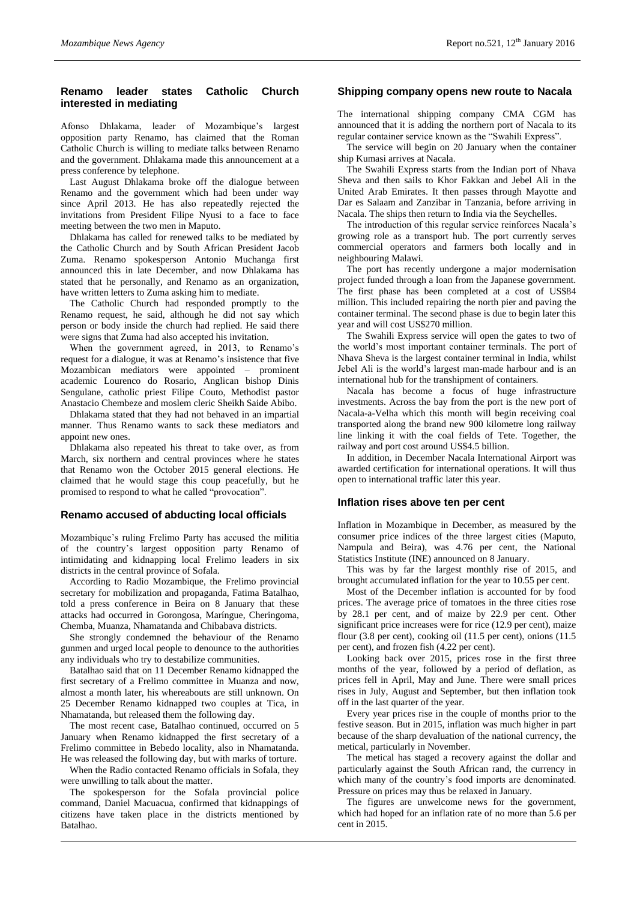## Renamo leader states Catholic Church interested in mediating

Afonso Dhlakama, leader of Mozambique's largest opposition party Renamo, has claimed that the Roman Catholic Church is willing to mediate talks between Renamo and the government. Dhlakama made this announcement at a press conference by telephone.

Last August Dhlakama broke off the dialogue between Renamo and the government which had been under way since April 2013. He has also repeatedly rejected the invitations from President Filipe Nyusi to a face to face meeting between the two men in Maputo.

Dhlakama has called for renewed talks to be mediated by the Catholic Church and by South African President Jacob Zuma. Renamo spokesperson Antonio Muchanga first announced this in late December, and now Dhlakama has stated that he personally, and Renamo as an organization, have written letters to Zuma asking him to mediate.

The Catholic Church had responded promptly to the Renamo request, he said, although he did not say which person or body inside the church had replied. He said there were signs that Zuma had also accepted his invitation.

When the government agreed, in 2013, to Renamo's request for a dialogue, it was at Renamo's insistence that five Mozambican mediators were appointed – prominent academic Lourenco do Rosario, Anglican bishop Dinis Sengulane, catholic priest Filipe Couto, Methodist pastor Anastacio Chembeze and moslem cleric Sheikh Saide Abibo.

Dhlakama stated that they had not behaved in an impartial manner. Thus Renamo wants to sack these mediators and appoint new ones.

Dhlakama also repeated his threat to take over, as from March, six northern and central provinces where he states that Renamo won the October 2015 general elections. He claimed that he would stage this coup peacefully, but he promised to respond to what he called "provocation".

## Renamo accused of abducting local officials

Mozambique's ruling Frelimo Party has accused the militia of the country's largest opposition party Renamo of intimidating and kidnapping local Frelimo leaders in six districts in the central province of Sofala.

According to Radio Mozambique, the Frelimo provincial secretary for mobilization and propaganda, Fatima Batalhao, told a press conference in Beira on 8 January that these attacks had occurred in Gorongosa, Maríngue, Cheringoma, Chemba, Muanza, Nhamatanda and Chibabava districts.

She strongly condemned the behaviour of the Renamo gunmen and urged local people to denounce to the authorities any individuals who try to destabilize communities.

Batalhao said that on 11 December Renamo kidnapped the first secretary of a Frelimo committee in Muanza and now, almost a month later, his whereabouts are still unknown. On 25 December Renamo kidnapped two couples at Tica, in Nhamatanda, but released them the following day.

The most recent case, Batalhao continued, occurred on 5 January when Renamo kidnapped the first secretary of a Frelimo committee in Bebedo locality, also in Nhamatanda. He was released the following day, but with marks of torture.

When the Radio contacted Renamo officials in Sofala, they were unwilling to talk about the matter.

The spokesperson for the Sofala provincial police command, Daniel Macuacua, confirmed that kidnappings of citizens have taken place in the districts mentioned by Batalhao.

## Shipping company opens new route to Nacala

The international shipping company CMA CGM has announced that it is adding the northern port of Nacala to its regular container service known as the "Swahili Express".

The service will begin on 20 January when the container ship Kumasi arrives at Nacala.

The Swahili Express starts from the Indian port of Nhava Sheva and then sails to Khor Fakkan and Jebel Ali in the United Arab Emirates. It then passes through Mayotte and Dar es Salaam and Zanzibar in Tanzania, before arriving in Nacala. The ships then return to India via the Seychelles.

The introduction of this regular service reinforces Nacala's growing role as a transport hub. The port currently serves commercial operators and farmers both locally and in neighbouring Malawi.

The port has recently undergone a major modernisation project funded through a loan from the Japanese government. The first phase has been completed at a cost of US$84 million. This included repairing the north pier and paving the container terminal. The second phase is due to begin later this year and will cost US$270 million.

The Swahili Express service will open the gates to two of the world's most important container terminals. The port of Nhava Sheva is the largest container terminal in India, whilst Jebel Ali is the world's largest man-made harbour and is an international hub for the transhipment of containers.

Nacala has become a focus of huge infrastructure investments. Across the bay from the port is the new port of Nacala-a-Velha which this month will begin receiving coal transported along the brand new 900 kilometre long railway line linking it with the coal fields of Tete. Together, the railway and port cost around US$4.5 billion.

In addition, in December Nacala International Airport was awarded certification for international operations. It will thus open to international traffic later this year.

## Inflation rises above ten per cent

Inflation in Mozambique in December, as measured by the consumer price indices of the three largest cities (Maputo, Nampula and Beira), was 4.76 per cent, the National Statistics Institute (INE) announced on 8 January.

This was by far the largest monthly rise of 2015, and brought accumulated inflation for the year to 10.55 per cent.

Most of the December inflation is accounted for by food prices. The average price of tomatoes in the three cities rose by 28.1 per cent, and of maize by 22.9 per cent. Other significant price increases were for rice (12.9 per cent), maize flour (3.8 per cent), cooking oil (11.5 per cent), onions (11.5 per cent), and frozen fish (4.22 per cent).

Looking back over 2015, prices rose in the first three months of the year, followed by a period of deflation, as prices fell in April, May and June. There were small prices rises in July, August and September, but then inflation took off in the last quarter of the year.

Every year prices rise in the couple of months prior to the festive season. But in 2015, inflation was much higher in part because of the sharp devaluation of the national currency, the metical, particularly in November.

The metical has staged a recovery against the dollar and particularly against the South African rand, the currency in which many of the country's food imports are denominated. Pressure on prices may thus be relaxed in January.

The figures are unwelcome news for the government, which had hoped for an inflation rate of no more than 5.6 per cent in 2015.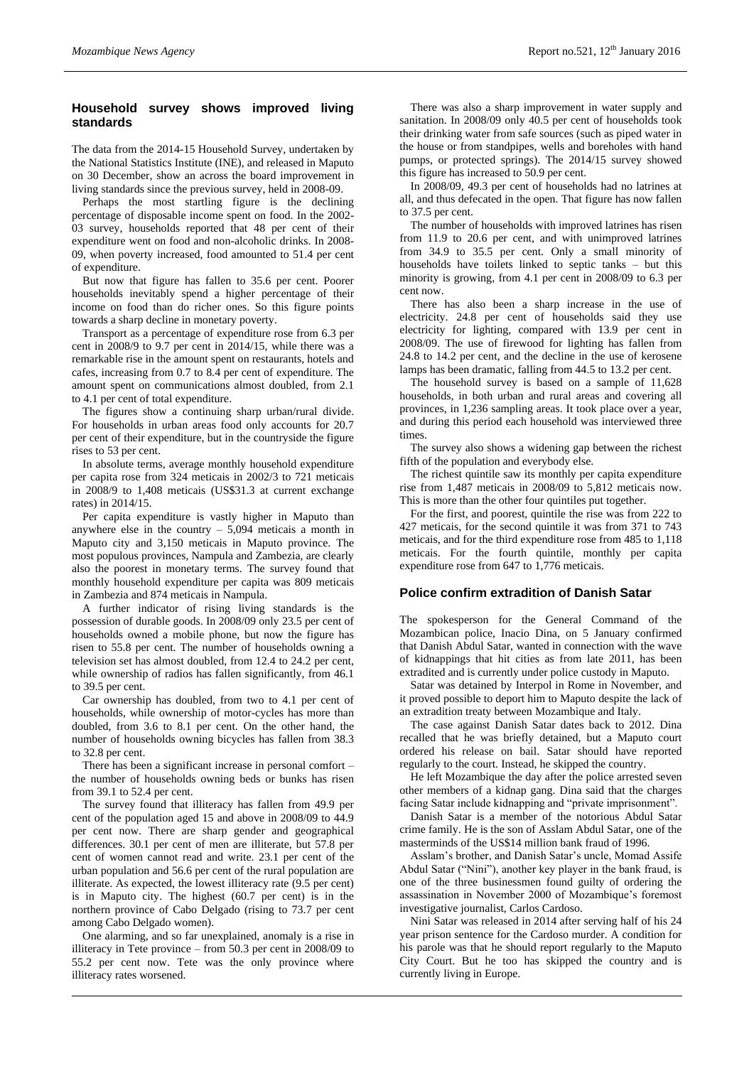## Household survey shows improved living standards

The data from the 2014-15 Household Survey, undertaken by the National Statistics Institute (INE), and released in Maputo on 30 December, show an across the board improvement in living standards since the previous survey, held in 2008-09.

Perhaps the most startling figure is the declining percentage of disposable income spent on food. In the 2002-03 survey, households reported that 48 per cent of their expenditure went on food and non-alcoholic drinks. In 2008-09, when poverty increased, food amounted to 51.4 per cent of expenditure.

But now that figure has fallen to 35.6 per cent. Poorer households inevitably spend a higher percentage of their income on food than do richer ones. So this figure points towards a sharp decline in monetary poverty.

Transport as a percentage of expenditure rose from 6.3 per cent in 2008/9 to 9.7 per cent in 2014/15, while there was a remarkable rise in the amount spent on restaurants, hotels and cafes, increasing from 0.7 to 8.4 per cent of expenditure. The amount spent on communications almost doubled, from 2.1 to 4.1 per cent of total expenditure.

The figures show a continuing sharp urban/rural divide. For households in urban areas food only accounts for 20.7 per cent of their expenditure, but in the countryside the figure rises to 53 per cent.

In absolute terms, average monthly household expenditure per capita rose from 324 meticais in 2002/3 to 721 meticais in 2008/9 to 1,408 meticais (US$31.3 at current exchange rates) in 2014/15.

Per capita expenditure is vastly higher in Maputo than anywhere else in the country – 5,094 meticais a month in Maputo city and 3,150 meticais in Maputo province. The most populous provinces, Nampula and Zambezia, are clearly also the poorest in monetary terms. The survey found that monthly household expenditure per capita was 809 meticais in Zambezia and 874 meticais in Nampula.

A further indicator of rising living standards is the possession of durable goods. In 2008/09 only 23.5 per cent of households owned a mobile phone, but now the figure has risen to 55.8 per cent. The number of households owning a television set has almost doubled, from 12.4 to 24.2 per cent, while ownership of radios has fallen significantly, from 46.1 to 39.5 per cent.

Car ownership has doubled, from two to 4.1 per cent of households, while ownership of motor-cycles has more than doubled, from 3.6 to 8.1 per cent. On the other hand, the number of households owning bicycles has fallen from 38.3 to 32.8 per cent.

There has been a significant increase in personal comfort – the number of households owning beds or bunks has risen from 39.1 to 52.4 per cent.

The survey found that illiteracy has fallen from 49.9 per cent of the population aged 15 and above in 2008/09 to 44.9 per cent now. There are sharp gender and geographical differences. 30.1 per cent of men are illiterate, but 57.8 per cent of women cannot read and write. 23.1 per cent of the urban population and 56.6 per cent of the rural population are illiterate. As expected, the lowest illiteracy rate (9.5 per cent) is in Maputo city. The highest (60.7 per cent) is in the northern province of Cabo Delgado (rising to 73.7 per cent among Cabo Delgado women).

One alarming, and so far unexplained, anomaly is a rise in illiteracy in Tete province – from 50.3 per cent in 2008/09 to 55.2 per cent now. Tete was the only province where illiteracy rates worsened.

There was also a sharp improvement in water supply and sanitation. In 2008/09 only 40.5 per cent of households took their drinking water from safe sources (such as piped water in the house or from standpipes, wells and boreholes with hand pumps, or protected springs). The 2014/15 survey showed this figure has increased to 50.9 per cent.

In 2008/09, 49.3 per cent of households had no latrines at all, and thus defecated in the open. That figure has now fallen to 37.5 per cent.

The number of households with improved latrines has risen from 11.9 to 20.6 per cent, and with unimproved latrines from 34.9 to 35.5 per cent. Only a small minority of households have toilets linked to septic tanks – but this minority is growing, from 4.1 per cent in 2008/09 to 6.3 per cent now.

There has also been a sharp increase in the use of electricity. 24.8 per cent of households said they use electricity for lighting, compared with 13.9 per cent in 2008/09. The use of firewood for lighting has fallen from 24.8 to 14.2 per cent, and the decline in the use of kerosene lamps has been dramatic, falling from 44.5 to 13.2 per cent.

The household survey is based on a sample of 11,628 households, in both urban and rural areas and covering all provinces, in 1,236 sampling areas. It took place over a year, and during this period each household was interviewed three times.

The survey also shows a widening gap between the richest fifth of the population and everybody else.

The richest quintile saw its monthly per capita expenditure rise from 1,487 meticais in 2008/09 to 5,812 meticais now. This is more than the other four quintiles put together.

For the first, and poorest, quintile the rise was from 222 to 427 meticais, for the second quintile it was from 371 to 743 meticais, and for the third expenditure rose from 485 to 1,118 meticais. For the fourth quintile, monthly per capita expenditure rose from 647 to 1,776 meticais.

## Police confirm extradition of Danish Satar

The spokesperson for the General Command of the Mozambican police, Inacio Dina, on 5 January confirmed that Danish Abdul Satar, wanted in connection with the wave of kidnappings that hit cities as from late 2011, has been extradited and is currently under police custody in Maputo.

Satar was detained by Interpol in Rome in November, and it proved possible to deport him to Maputo despite the lack of an extradition treaty between Mozambique and Italy.

The case against Danish Satar dates back to 2012. Dina recalled that he was briefly detained, but a Maputo court ordered his release on bail. Satar should have reported regularly to the court. Instead, he skipped the country.

He left Mozambique the day after the police arrested seven other members of a kidnap gang. Dina said that the charges facing Satar include kidnapping and "private imprisonment".

Danish Satar is a member of the notorious Abdul Satar crime family. He is the son of Asslam Abdul Satar, one of the masterminds of the US$14 million bank fraud of 1996.

Asslam's brother, and Danish Satar's uncle, Momad Assife Abdul Satar ("Nini"), another key player in the bank fraud, is one of the three businessmen found guilty of ordering the assassination in November 2000 of Mozambique's foremost investigative journalist, Carlos Cardoso.

Nini Satar was released in 2014 after serving half of his 24 year prison sentence for the Cardoso murder. A condition for his parole was that he should report regularly to the Maputo City Court. But he too has skipped the country and is currently living in Europe.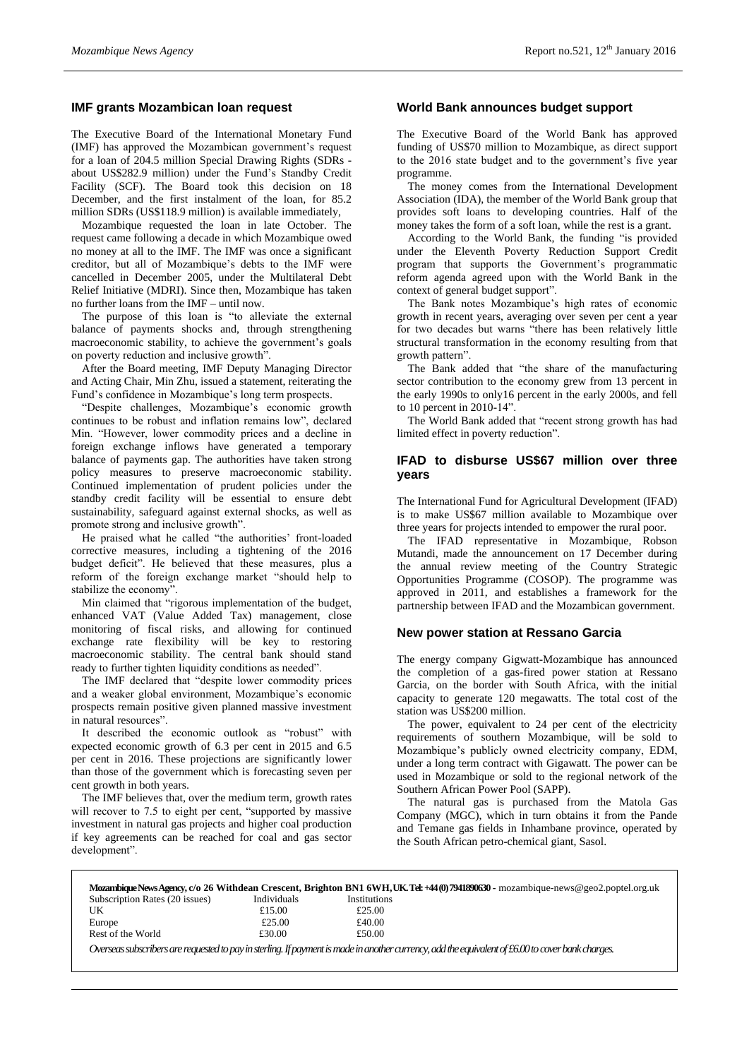## IMF grants Mozambican loan request

The Executive Board of the International Monetary Fund (IMF) has approved the Mozambican government's request for a loan of 204.5 million Special Drawing Rights (SDRs - about US$282.9 million) under the Fund's Standby Credit Facility (SCF). The Board took this decision on 18 December, and the first instalment of the loan, for 85.2 million SDRs (US$118.9 million) is available immediately,

Mozambique requested the loan in late October. The request came following a decade in which Mozambique owed no money at all to the IMF. The IMF was once a significant creditor, but all of Mozambique's debts to the IMF were cancelled in December 2005, under the Multilateral Debt Relief Initiative (MDRI). Since then, Mozambique has taken no further loans from the IMF – until now.

The purpose of this loan is "to alleviate the external balance of payments shocks and, through strengthening macroeconomic stability, to achieve the government's goals on poverty reduction and inclusive growth".

After the Board meeting, IMF Deputy Managing Director and Acting Chair, Min Zhu, issued a statement, reiterating the Fund's confidence in Mozambique's long term prospects.

"Despite challenges, Mozambique's economic growth continues to be robust and inflation remains low", declared Min. "However, lower commodity prices and a decline in foreign exchange inflows have generated a temporary balance of payments gap. The authorities have taken strong policy measures to preserve macroeconomic stability. Continued implementation of prudent policies under the standby credit facility will be essential to ensure debt sustainability, safeguard against external shocks, as well as promote strong and inclusive growth".

He praised what he called "the authorities' front-loaded corrective measures, including a tightening of the 2016 budget deficit". He believed that these measures, plus a reform of the foreign exchange market "should help to stabilize the economy".

Min claimed that "rigorous implementation of the budget, enhanced VAT (Value Added Tax) management, close monitoring of fiscal risks, and allowing for continued exchange rate flexibility will be key to restoring macroeconomic stability. The central bank should stand ready to further tighten liquidity conditions as needed".

The IMF declared that "despite lower commodity prices and a weaker global environment, Mozambique's economic prospects remain positive given planned massive investment in natural resources".

It described the economic outlook as "robust" with expected economic growth of 6.3 per cent in 2015 and 6.5 per cent in 2016. These projections are significantly lower than those of the government which is forecasting seven per cent growth in both years.

The IMF believes that, over the medium term, growth rates will recover to 7.5 to eight per cent, "supported by massive investment in natural gas projects and higher coal production if key agreements can be reached for coal and gas sector development".

## World Bank announces budget support

The Executive Board of the World Bank has approved funding of US$70 million to Mozambique, as direct support to the 2016 state budget and to the government's five year programme.

The money comes from the International Development Association (IDA), the member of the World Bank group that provides soft loans to developing countries. Half of the money takes the form of a soft loan, while the rest is a grant.

According to the World Bank, the funding "is provided under the Eleventh Poverty Reduction Support Credit program that supports the Government's programmatic reform agenda agreed upon with the World Bank in the context of general budget support".

The Bank notes Mozambique's high rates of economic growth in recent years, averaging over seven per cent a year for two decades but warns "there has been relatively little structural transformation in the economy resulting from that growth pattern".

The Bank added that "the share of the manufacturing sector contribution to the economy grew from 13 percent in the early 1990s to only16 percent in the early 2000s, and fell to 10 percent in 2010-14".

The World Bank added that "recent strong growth has had limited effect in poverty reduction".

## IFAD to disburse US$67 million over three years

The International Fund for Agricultural Development (IFAD) is to make US$67 million available to Mozambique over three years for projects intended to empower the rural poor.

The IFAD representative in Mozambique, Robson Mutandi, made the announcement on 17 December during the annual review meeting of the Country Strategic Opportunities Programme (COSOP). The programme was approved in 2011, and establishes a framework for the partnership between IFAD and the Mozambican government.

## New power station at Ressano Garcia

The energy company Gigwatt-Mozambique has announced the completion of a gas-fired power station at Ressano Garcia, on the border with South Africa, with the initial capacity to generate 120 megawatts. The total cost of the station was US$200 million.

The power, equivalent to 24 per cent of the electricity requirements of southern Mozambique, will be sold to Mozambique's publicly owned electricity company, EDM, under a long term contract with Gigawatt. The power can be used in Mozambique or sold to the regional network of the Southern African Power Pool (SAPP).

The natural gas is purchased from the Matola Gas Company (MGC), which in turn obtains it from the Pande and Temane gas fields in Inhambane province, operated by the South African petro-chemical giant, Sasol.

**Mozambique News Agency, c/o 26 Withdean Crescent, Brighton BN1 6WH, UK. Tel: +44 (0) 7941890630 -** mozambique-news@geo2.poptel.org.uk

| Subscription Rates (20 issues) | Individuals | Institutions |
|---|---|---|
| UK | £15.00 | £25.00 |
| Europe | £25.00 | £40.00 |
| Rest of the World | £30.00 | £50.00 |

*Overseas subscribers are requested to pay in sterling. If payment is made in another currency, add the equivalent of £6.00 to cover bank charges.*